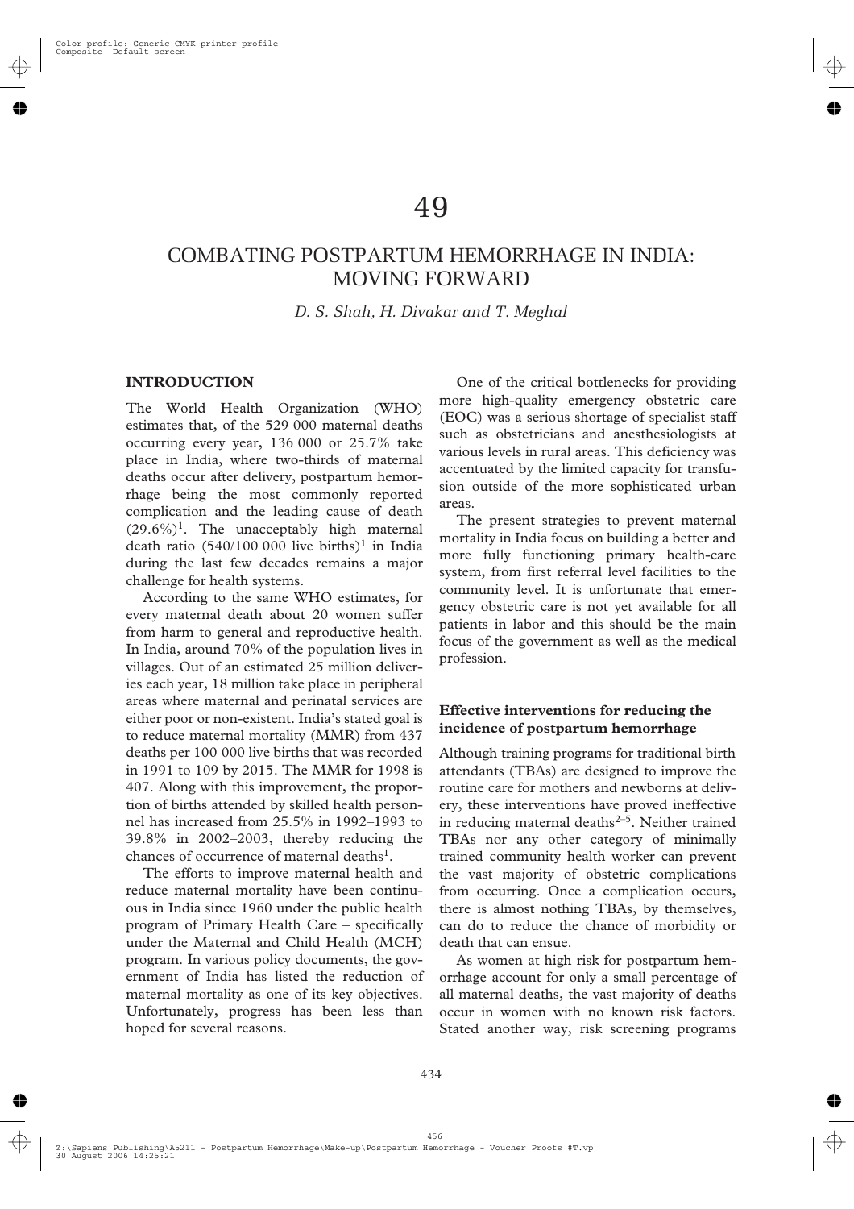# 49

# COMBATING POSTPARTUM HEMORRHAGE IN INDIA: MOVING FORWARD

*D. S. Shah, H. Divakar and T. Meghal*

## INTRODUCTION

The World Health Organization (WHO) estimates that, of the 529 000 maternal deaths occurring every year, 136 000 or 25.7% take place in India, where two-thirds of maternal deaths occur after delivery, postpartum hemorrhage being the most commonly reported complication and the leading cause of death (29.6%)[1]. The unacceptably high maternal death ratio (540/100 000 live births)[1] in India during the last few decades remains a major challenge for health systems.

According to the same WHO estimates, for every maternal death about 20 women suffer from harm to general and reproductive health. In India, around 70% of the population lives in villages. Out of an estimated 25 million deliveries each year, 18 million take place in peripheral areas where maternal and perinatal services are either poor or non-existent. India's stated goal is to reduce maternal mortality (MMR) from 437 deaths per 100 000 live births that was recorded in 1991 to 109 by 2015. The MMR for 1998 is 407. Along with this improvement, the proportion of births attended by skilled health personnel has increased from 25.5% in 1992–1993 to 39.8% in 2002–2003, thereby reducing the chances of occurrence of maternal deaths[1].

The efforts to improve maternal health and reduce maternal mortality have been continuous in India since 1960 under the public health program of Primary Health Care – specifically under the Maternal and Child Health (MCH) program. In various policy documents, the government of India has listed the reduction of maternal mortality as one of its key objectives. Unfortunately, progress has been less than hoped for several reasons.

One of the critical bottlenecks for providing more high-quality emergency obstetric care (EOC) was a serious shortage of specialist staff such as obstetricians and anesthesiologists at various levels in rural areas. This deficiency was accentuated by the limited capacity for transfusion outside of the more sophisticated urban areas.

The present strategies to prevent maternal mortality in India focus on building a better and more fully functioning primary health-care system, from first referral level facilities to the community level. It is unfortunate that emergency obstetric care is not yet available for all patients in labor and this should be the main focus of the government as well as the medical profession.

### Effective interventions for reducing the incidence of postpartum hemorrhage

Although training programs for traditional birth attendants (TBAs) are designed to improve the routine care for mothers and newborns at delivery, these interventions have proved ineffective in reducing maternal deaths[2–5]. Neither trained TBAs nor any other category of minimally trained community health worker can prevent the vast majority of obstetric complications from occurring. Once a complication occurs, there is almost nothing TBAs, by themselves, can do to reduce the chance of morbidity or death that can ensue.

As women at high risk for postpartum hemorrhage account for only a small percentage of all maternal deaths, the vast majority of deaths occur in women with no known risk factors. Stated another way, risk screening programs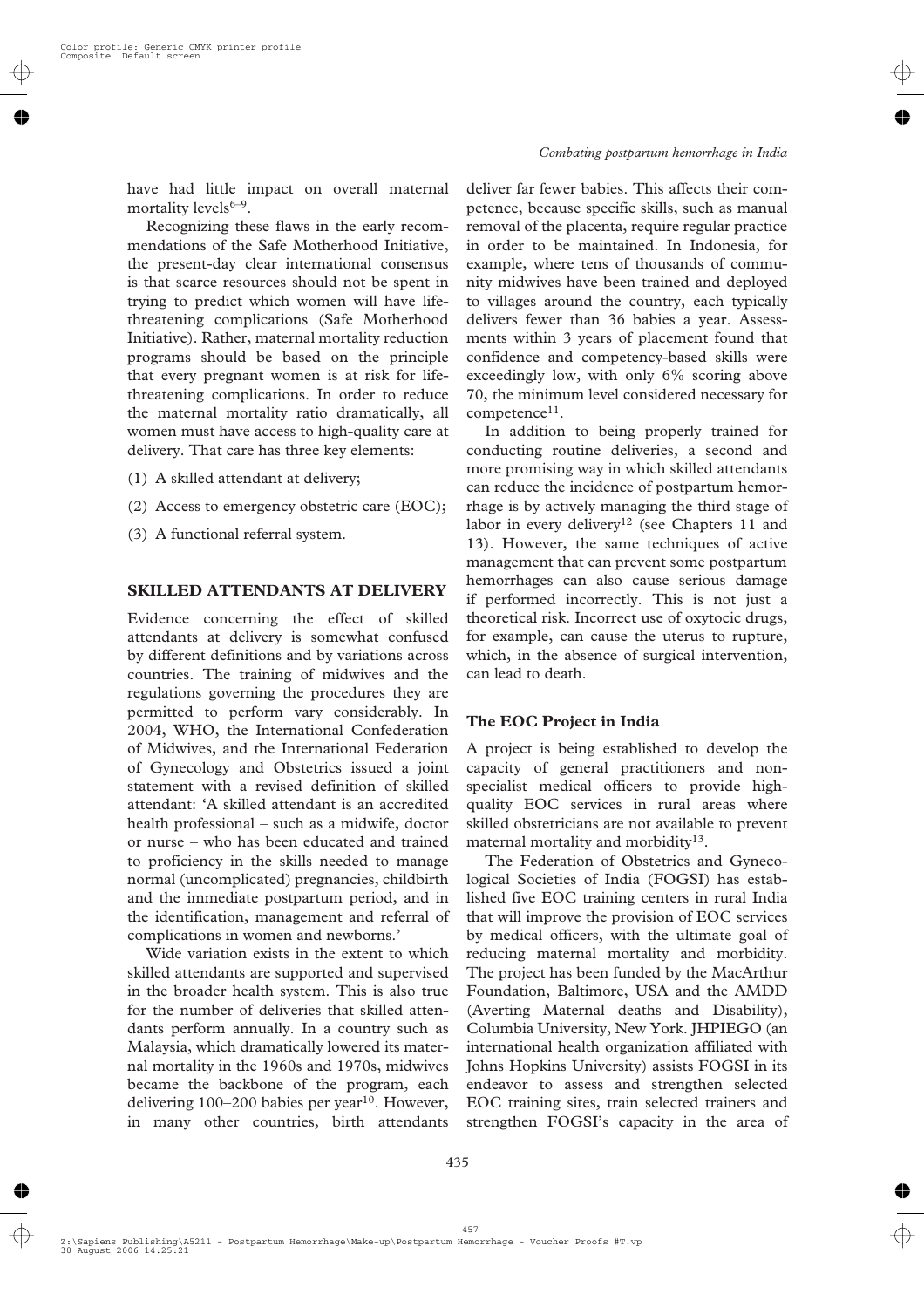have had little impact on overall maternal mortality levels[6–9].

Recognizing these flaws in the early recommendations of the Safe Motherhood Initiative, the present-day clear international consensus is that scarce resources should not be spent in trying to predict which women will have life-threatening complications (Safe Motherhood Initiative). Rather, maternal mortality reduction programs should be based on the principle that every pregnant women is at risk for life-threatening complications. In order to reduce the maternal mortality ratio dramatically, all women must have access to high-quality care at delivery. That care has three key elements:

(1) A skilled attendant at delivery;

(2) Access to emergency obstetric care (EOC);

(3) A functional referral system.

## SKILLED ATTENDANTS AT DELIVERY

Evidence concerning the effect of skilled attendants at delivery is somewhat confused by different definitions and by variations across countries. The training of midwives and the regulations governing the procedures they are permitted to perform vary considerably. In 2004, WHO, the International Confederation of Midwives, and the International Federation of Gynecology and Obstetrics issued a joint statement with a revised definition of skilled attendant: 'A skilled attendant is an accredited health professional – such as a midwife, doctor or nurse – who has been educated and trained to proficiency in the skills needed to manage normal (uncomplicated) pregnancies, childbirth and the immediate postpartum period, and in the identification, management and referral of complications in women and newborns.'

Wide variation exists in the extent to which skilled attendants are supported and supervised in the broader health system. This is also true for the number of deliveries that skilled attendants perform annually. In a country such as Malaysia, which dramatically lowered its maternal mortality in the 1960s and 1970s, midwives became the backbone of the program, each delivering 100–200 babies per year[10]. However, in many other countries, birth attendants deliver far fewer babies. This affects their competence, because specific skills, such as manual removal of the placenta, require regular practice in order to be maintained. In Indonesia, for example, where tens of thousands of community midwives have been trained and deployed to villages around the country, each typically delivers fewer than 36 babies a year. Assessments within 3 years of placement found that confidence and competency-based skills were exceedingly low, with only 6% scoring above 70, the minimum level considered necessary for competence[11].

In addition to being properly trained for conducting routine deliveries, a second and more promising way in which skilled attendants can reduce the incidence of postpartum hemorrhage is by actively managing the third stage of labor in every delivery[12] (see Chapters 11 and 13). However, the same techniques of active management that can prevent some postpartum hemorrhages can also cause serious damage if performed incorrectly. This is not just a theoretical risk. Incorrect use of oxytocic drugs, for example, can cause the uterus to rupture, which, in the absence of surgical intervention, can lead to death.

### The EOC Project in India

A project is being established to develop the capacity of general practitioners and non-specialist medical officers to provide high-quality EOC services in rural areas where skilled obstetricians are not available to prevent maternal mortality and morbidity[13].

The Federation of Obstetrics and Gynecological Societies of India (FOGSI) has established five EOC training centers in rural India that will improve the provision of EOC services by medical officers, with the ultimate goal of reducing maternal mortality and morbidity. The project has been funded by the MacArthur Foundation, Baltimore, USA and the AMDD (Averting Maternal deaths and Disability), Columbia University, New York. JHPIEGO (an international health organization affiliated with Johns Hopkins University) assists FOGSI in its endeavor to assess and strengthen selected EOC training sites, train selected trainers and strengthen FOGSI's capacity in the area of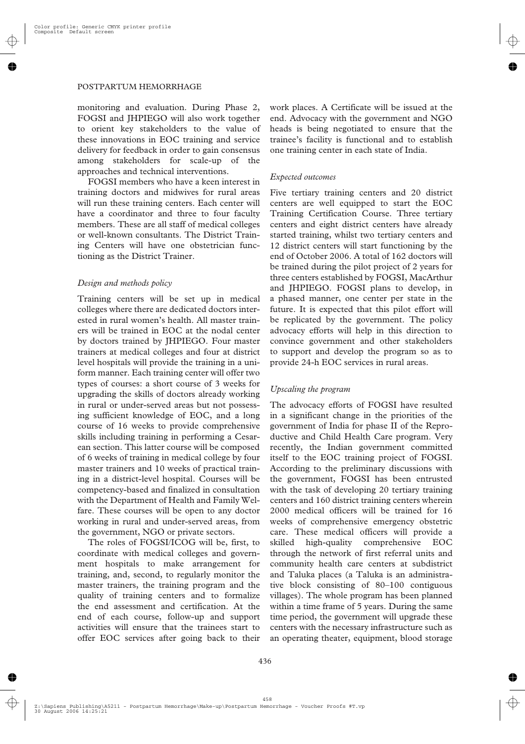monitoring and evaluation. During Phase 2, FOGSI and JHPIEGO will also work together to orient key stakeholders to the value of these innovations in EOC training and service delivery for feedback in order to gain consensus among stakeholders for scale-up of the approaches and technical interventions.

FOGSI members who have a keen interest in training doctors and midwives for rural areas will run these training centers. Each center will have a coordinator and three to four faculty members. These are all staff of medical colleges or well-known consultants. The District Training Centers will have one obstetrician functioning as the District Trainer.

### *Design and methods policy*

Training centers will be set up in medical colleges where there are dedicated doctors interested in rural women's health. All master trainers will be trained in EOC at the nodal center by doctors trained by JHPIEGO. Four master trainers at medical colleges and four at district level hospitals will provide the training in a uniform manner. Each training center will offer two types of courses: a short course of 3 weeks for upgrading the skills of doctors already working in rural or under-served areas but not possessing sufficient knowledge of EOC, and a long course of 16 weeks to provide comprehensive skills including training in performing a Cesarean section. This latter course will be composed of 6 weeks of training in medical college by four master trainers and 10 weeks of practical training in a district-level hospital. Courses will be competency-based and finalized in consultation with the Department of Health and Family Welfare. These courses will be open to any doctor working in rural and under-served areas, from the government, NGO or private sectors.

The roles of FOGSI/ICOG will be, first, to coordinate with medical colleges and government hospitals to make arrangement for training, and, second, to regularly monitor the master trainers, the training program and the quality of training centers and to formalize the end assessment and certification. At the end of each course, follow-up and support activities will ensure that the trainees start to offer EOC services after going back to their work places. A Certificate will be issued at the end. Advocacy with the government and NGO heads is being negotiated to ensure that the trainee's facility is functional and to establish one training center in each state of India.

### *Expected outcomes*

Five tertiary training centers and 20 district centers are well equipped to start the EOC Training Certification Course. Three tertiary centers and eight district centers have already started training, whilst two tertiary centers and 12 district centers will start functioning by the end of October 2006. A total of 162 doctors will be trained during the pilot project of 2 years for three centers established by FOGSI, MacArthur and JHPIEGO. FOGSI plans to develop, in a phased manner, one center per state in the future. It is expected that this pilot effort will be replicated by the government. The policy advocacy efforts will help in this direction to convince government and other stakeholders to support and develop the program so as to provide 24-h EOC services in rural areas.

### *Upscaling the program*

The advocacy efforts of FOGSI have resulted in a significant change in the priorities of the government of India for phase II of the Reproductive and Child Health Care program. Very recently, the Indian government committed itself to the EOC training project of FOGSI. According to the preliminary discussions with the government, FOGSI has been entrusted with the task of developing 20 tertiary training centers and 160 district training centers wherein 2000 medical officers will be trained for 16 weeks of comprehensive emergency obstetric care. These medical officers will provide a skilled high-quality comprehensive EOC through the network of first referral units and community health care centers at subdistrict and Taluka places (a Taluka is an administrative block consisting of 80–100 contiguous villages). The whole program has been planned within a time frame of 5 years. During the same time period, the government will upgrade these centers with the necessary infrastructure such as an operating theater, equipment, blood storage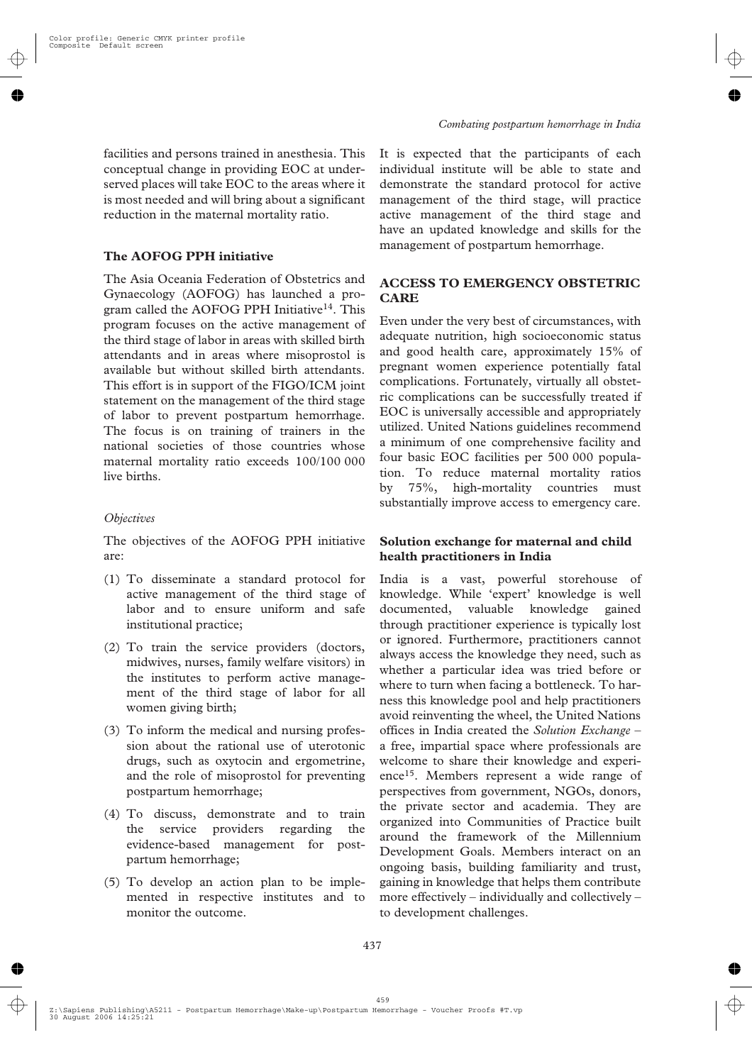facilities and persons trained in anesthesia. This conceptual change in providing EOC at underserved places will take EOC to the areas where it is most needed and will bring about a significant reduction in the maternal mortality ratio.

### The AOFOG PPH initiative

The Asia Oceania Federation of Obstetrics and Gynaecology (AOFOG) has launched a program called the AOFOG PPH Initiative[14]. This program focuses on the active management of the third stage of labor in areas with skilled birth attendants and in areas where misoprostol is available but without skilled birth attendants. This effort is in support of the FIGO/ICM joint statement on the management of the third stage of labor to prevent postpartum hemorrhage. The focus is on training of trainers in the national societies of those countries whose maternal mortality ratio exceeds 100/100 000 live births.

#### *Objectives*

The objectives of the AOFOG PPH initiative are:

(1) To disseminate a standard protocol for active management of the third stage of labor and to ensure uniform and safe institutional practice;

(2) To train the service providers (doctors, midwives, nurses, family welfare visitors) in the institutes to perform active management of the third stage of labor for all women giving birth;

(3) To inform the medical and nursing profession about the rational use of uterotonic drugs, such as oxytocin and ergometrine, and the role of misoprostol for preventing postpartum hemorrhage;

(4) To discuss, demonstrate and to train the service providers regarding the evidence-based management for postpartum hemorrhage;

(5) To develop an action plan to be implemented in respective institutes and to monitor the outcome.

It is expected that the participants of each individual institute will be able to state and demonstrate the standard protocol for active management of the third stage, will practice active management of the third stage and have an updated knowledge and skills for the management of postpartum hemorrhage.

## ACCESS TO EMERGENCY OBSTETRIC CARE

Even under the very best of circumstances, with adequate nutrition, high socioeconomic status and good health care, approximately 15% of pregnant women experience potentially fatal complications. Fortunately, virtually all obstetric complications can be successfully treated if EOC is universally accessible and appropriately utilized. United Nations guidelines recommend a minimum of one comprehensive facility and four basic EOC facilities per 500 000 population. To reduce maternal mortality ratios by 75%, high-mortality countries must substantially improve access to emergency care.

### Solution exchange for maternal and child health practitioners in India

India is a vast, powerful storehouse of knowledge. While 'expert' knowledge is well documented, valuable knowledge gained through practitioner experience is typically lost or ignored. Furthermore, practitioners cannot always access the knowledge they need, such as whether a particular idea was tried before or where to turn when facing a bottleneck. To harness this knowledge pool and help practitioners avoid reinventing the wheel, the United Nations offices in India created the *Solution Exchange* – a free, impartial space where professionals are welcome to share their knowledge and experience[15]. Members represent a wide range of perspectives from government, NGOs, donors, the private sector and academia. They are organized into Communities of Practice built around the framework of the Millennium Development Goals. Members interact on an ongoing basis, building familiarity and trust, gaining in knowledge that helps them contribute more effectively – individually and collectively – to development challenges.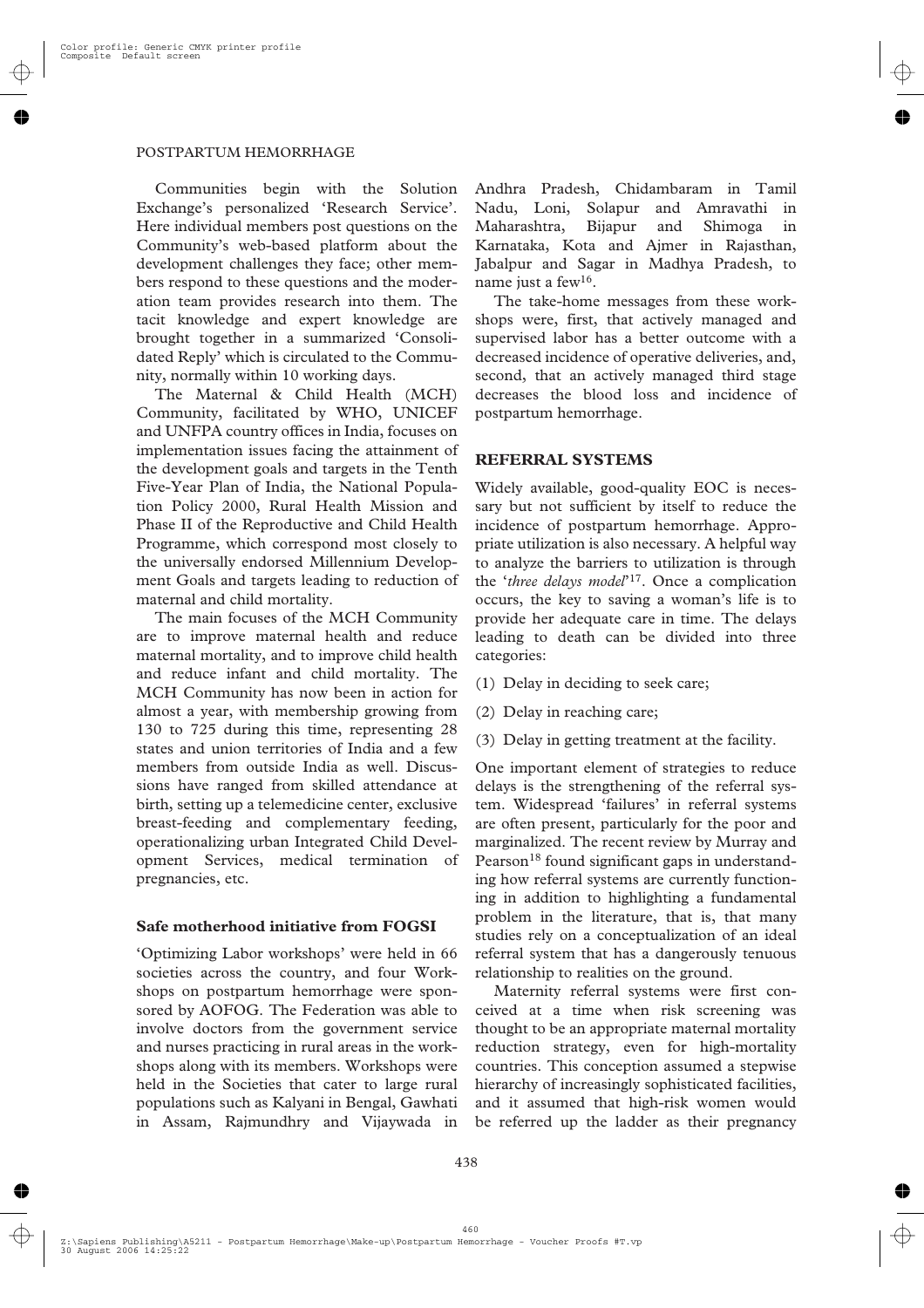Communities begin with the Solution Exchange's personalized 'Research Service'. Here individual members post questions on the Community's web-based platform about the development challenges they face; other members respond to these questions and the moderation team provides research into them. The tacit knowledge and expert knowledge are brought together in a summarized 'Consolidated Reply' which is circulated to the Community, normally within 10 working days.

The Maternal & Child Health (MCH) Community, facilitated by WHO, UNICEF and UNFPA country offices in India, focuses on implementation issues facing the attainment of the development goals and targets in the Tenth Five-Year Plan of India, the National Population Policy 2000, Rural Health Mission and Phase II of the Reproductive and Child Health Programme, which correspond most closely to the universally endorsed Millennium Development Goals and targets leading to reduction of maternal and child mortality.

The main focuses of the MCH Community are to improve maternal health and reduce maternal mortality, and to improve child health and reduce infant and child mortality. The MCH Community has now been in action for almost a year, with membership growing from 130 to 725 during this time, representing 28 states and union territories of India and a few members from outside India as well. Discussions have ranged from skilled attendance at birth, setting up a telemedicine center, exclusive breast-feeding and complementary feeding, operationalizing urban Integrated Child Development Services, medical termination of pregnancies, etc.

### Safe motherhood initiative from FOGSI

'Optimizing Labor workshops' were held in 66 societies across the country, and four Workshops on postpartum hemorrhage were sponsored by AOFOG. The Federation was able to involve doctors from the government service and nurses practicing in rural areas in the workshops along with its members. Workshops were held in the Societies that cater to large rural populations such as Kalyani in Bengal, Gawhati in Assam, Rajmundhry and Vijaywada in Andhra Pradesh, Chidambaram in Tamil Nadu, Loni, Solapur and Amravathi in Maharashtra, Bijapur and Shimoga in Karnataka, Kota and Ajmer in Rajasthan, Jabalpur and Sagar in Madhya Pradesh, to name just a few[16].

The take-home messages from these workshops were, first, that actively managed and supervised labor has a better outcome with a decreased incidence of operative deliveries, and, second, that an actively managed third stage decreases the blood loss and incidence of postpartum hemorrhage.

## REFERRAL SYSTEMS

Widely available, good-quality EOC is necessary but not sufficient by itself to reduce the incidence of postpartum hemorrhage. Appropriate utilization is also necessary. A helpful way to analyze the barriers to utilization is through the '*three delays model*'[17]. Once a complication occurs, the key to saving a woman's life is to provide her adequate care in time. The delays leading to death can be divided into three categories:

(1) Delay in deciding to seek care;

(2) Delay in reaching care;

(3) Delay in getting treatment at the facility.

One important element of strategies to reduce delays is the strengthening of the referral system. Widespread 'failures' in referral systems are often present, particularly for the poor and marginalized. The recent review by Murray and Pearson[18] found significant gaps in understanding how referral systems are currently functioning in addition to highlighting a fundamental problem in the literature, that is, that many studies rely on a conceptualization of an ideal referral system that has a dangerously tenuous relationship to realities on the ground.

Maternity referral systems were first conceived at a time when risk screening was thought to be an appropriate maternal mortality reduction strategy, even for high-mortality countries. This conception assumed a stepwise hierarchy of increasingly sophisticated facilities, and it assumed that high-risk women would be referred up the ladder as their pregnancy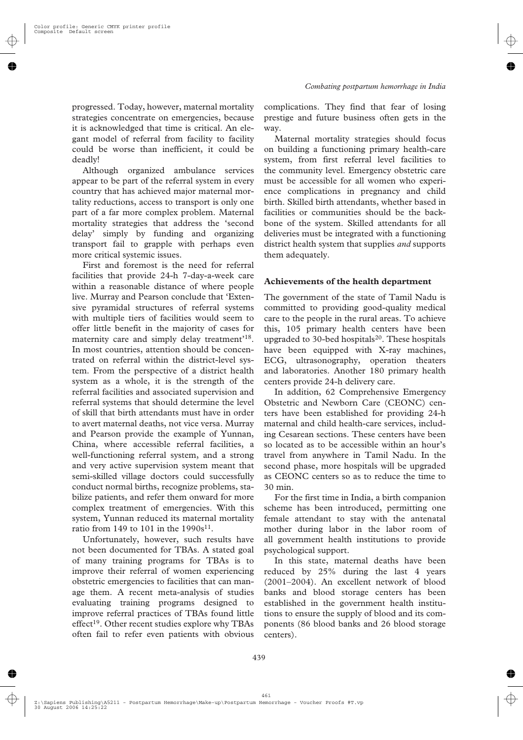progressed. Today, however, maternal mortality strategies concentrate on emergencies, because it is acknowledged that time is critical. An elegant model of referral from facility to facility could be worse than inefficient, it could be deadly!

Although organized ambulance services appear to be part of the referral system in every country that has achieved major maternal mortality reductions, access to transport is only one part of a far more complex problem. Maternal mortality strategies that address the 'second delay' simply by funding and organizing transport fail to grapple with perhaps even more critical systemic issues.

First and foremost is the need for referral facilities that provide 24-h 7-day-a-week care within a reasonable distance of where people live. Murray and Pearson conclude that 'Extensive pyramidal structures of referral systems with multiple tiers of facilities would seem to offer little benefit in the majority of cases for maternity care and simply delay treatment'[18]. In most countries, attention should be concentrated on referral within the district-level system. From the perspective of a district health system as a whole, it is the strength of the referral facilities and associated supervision and referral systems that should determine the level of skill that birth attendants must have in order to avert maternal deaths, not vice versa. Murray and Pearson provide the example of Yunnan, China, where accessible referral facilities, a well-functioning referral system, and a strong and very active supervision system meant that semi-skilled village doctors could successfully conduct normal births, recognize problems, stabilize patients, and refer them onward for more complex treatment of emergencies. With this system, Yunnan reduced its maternal mortality ratio from 149 to 101 in the 1990s[11].

Unfortunately, however, such results have not been documented for TBAs. A stated goal of many training programs for TBAs is to improve their referral of women experiencing obstetric emergencies to facilities that can manage them. A recent meta-analysis of studies evaluating training programs designed to improve referral practices of TBAs found little effect[19]. Other recent studies explore why TBAs often fail to refer even patients with obvious complications. They find that fear of losing prestige and future business often gets in the way.

Maternal mortality strategies should focus on building a functioning primary health-care system, from first referral level facilities to the community level. Emergency obstetric care must be accessible for all women who experience complications in pregnancy and child birth. Skilled birth attendants, whether based in facilities or communities should be the backbone of the system. Skilled attendants for all deliveries must be integrated with a functioning district health system that supplies *and* supports them adequately.

## Achievements of the health department

The government of the state of Tamil Nadu is committed to providing good-quality medical care to the people in the rural areas. To achieve this, 105 primary health centers have been upgraded to 30-bed hospitals[20]. These hospitals have been equipped with X-ray machines, ECG, ultrasonography, operation theaters and laboratories. Another 180 primary health centers provide 24-h delivery care.

In addition, 62 Comprehensive Emergency Obstetric and Newborn Care (CEONC) centers have been established for providing 24-h maternal and child health-care services, including Cesarean sections. These centers have been so located as to be accessible within an hour's travel from anywhere in Tamil Nadu. In the second phase, more hospitals will be upgraded as CEONC centers so as to reduce the time to 30 min.

For the first time in India, a birth companion scheme has been introduced, permitting one female attendant to stay with the antenatal mother during labor in the labor room of all government health institutions to provide psychological support.

In this state, maternal deaths have been reduced by 25% during the last 4 years (2001–2004). An excellent network of blood banks and blood storage centers has been established in the government health institutions to ensure the supply of blood and its components (86 blood banks and 26 blood storage centers).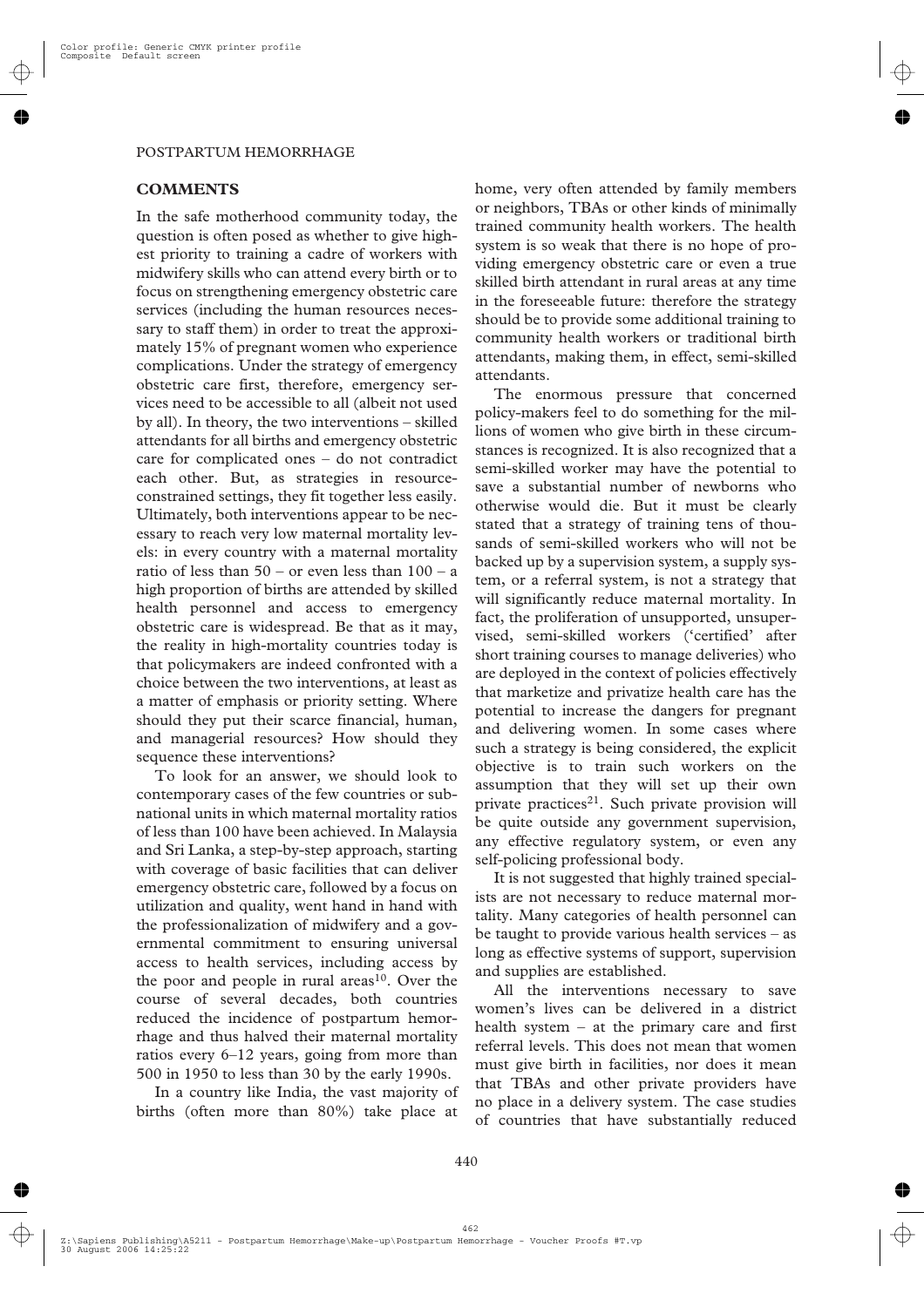## COMMENTS

In the safe motherhood community today, the question is often posed as whether to give highest priority to training a cadre of workers with midwifery skills who can attend every birth or to focus on strengthening emergency obstetric care services (including the human resources necessary to staff them) in order to treat the approximately 15% of pregnant women who experience complications. Under the strategy of emergency obstetric care first, therefore, emergency services need to be accessible to all (albeit not used by all). In theory, the two interventions – skilled attendants for all births and emergency obstetric care for complicated ones – do not contradict each other. But, as strategies in resource-constrained settings, they fit together less easily. Ultimately, both interventions appear to be necessary to reach very low maternal mortality levels: in every country with a maternal mortality ratio of less than 50 – or even less than 100 – a high proportion of births are attended by skilled health personnel and access to emergency obstetric care is widespread. Be that as it may, the reality in high-mortality countries today is that policymakers are indeed confronted with a choice between the two interventions, at least as a matter of emphasis or priority setting. Where should they put their scarce financial, human, and managerial resources? How should they sequence these interventions?

To look for an answer, we should look to contemporary cases of the few countries or subnational units in which maternal mortality ratios of less than 100 have been achieved. In Malaysia and Sri Lanka, a step-by-step approach, starting with coverage of basic facilities that can deliver emergency obstetric care, followed by a focus on utilization and quality, went hand in hand with the professionalization of midwifery and a governmental commitment to ensuring universal access to health services, including access by the poor and people in rural areas[10]. Over the course of several decades, both countries reduced the incidence of postpartum hemorrhage and thus halved their maternal mortality ratios every 6–12 years, going from more than 500 in 1950 to less than 30 by the early 1990s.

In a country like India, the vast majority of births (often more than 80%) take place at home, very often attended by family members or neighbors, TBAs or other kinds of minimally trained community health workers. The health system is so weak that there is no hope of providing emergency obstetric care or even a true skilled birth attendant in rural areas at any time in the foreseeable future: therefore the strategy should be to provide some additional training to community health workers or traditional birth attendants, making them, in effect, semi-skilled attendants.

The enormous pressure that concerned policy-makers feel to do something for the millions of women who give birth in these circumstances is recognized. It is also recognized that a semi-skilled worker may have the potential to save a substantial number of newborns who otherwise would die. But it must be clearly stated that a strategy of training tens of thousands of semi-skilled workers who will not be backed up by a supervision system, a supply system, or a referral system, is not a strategy that will significantly reduce maternal mortality. In fact, the proliferation of unsupported, unsupervised, semi-skilled workers ('certified' after short training courses to manage deliveries) who are deployed in the context of policies effectively that marketize and privatize health care has the potential to increase the dangers for pregnant and delivering women. In some cases where such a strategy is being considered, the explicit objective is to train such workers on the assumption that they will set up their own private practices[21]. Such private provision will be quite outside any government supervision, any effective regulatory system, or even any self-policing professional body.

It is not suggested that highly trained specialists are not necessary to reduce maternal mortality. Many categories of health personnel can be taught to provide various health services – as long as effective systems of support, supervision and supplies are established.

All the interventions necessary to save women's lives can be delivered in a district health system – at the primary care and first referral levels. This does not mean that women must give birth in facilities, nor does it mean that TBAs and other private providers have no place in a delivery system. The case studies of countries that have substantially reduced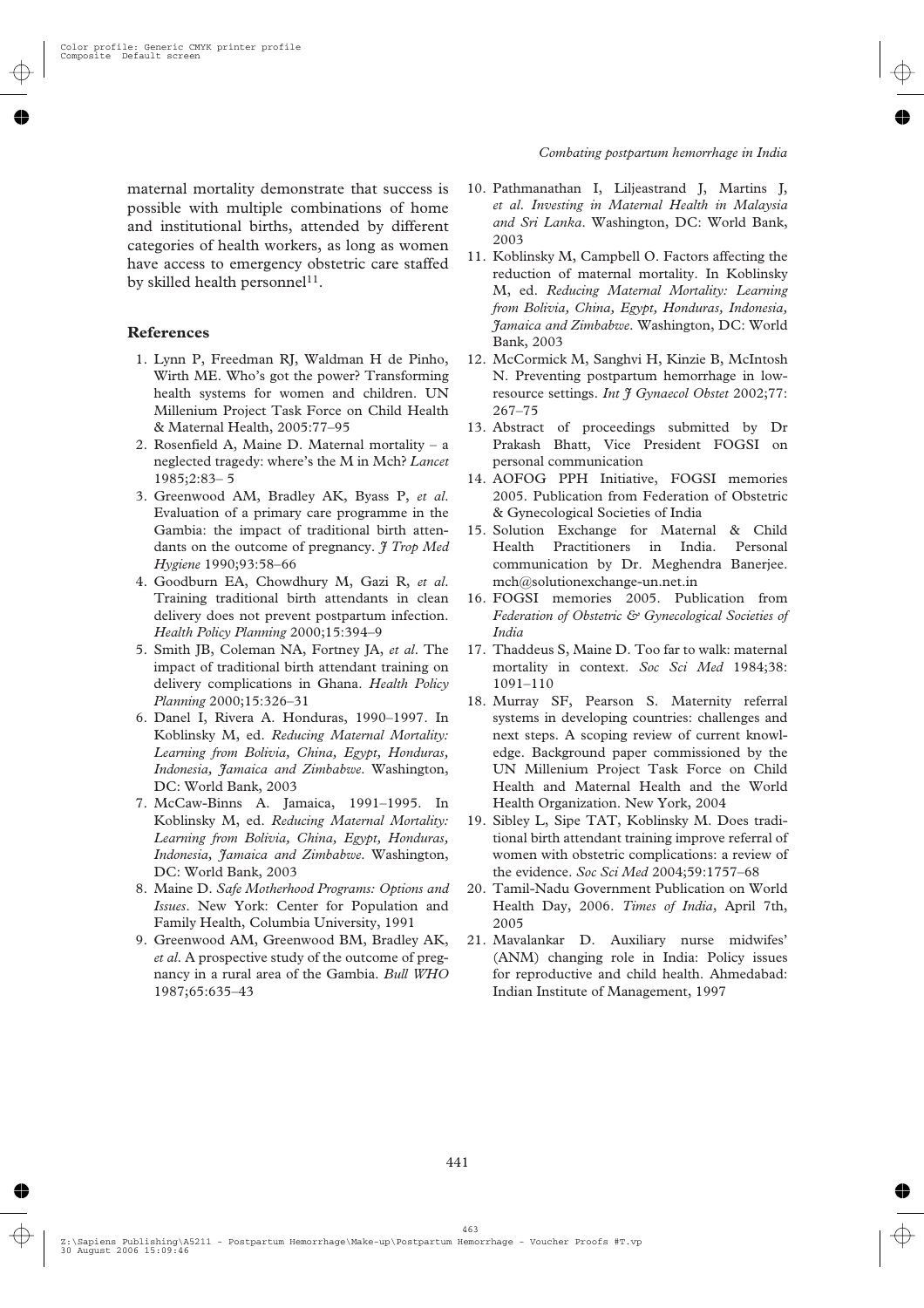maternal mortality demonstrate that success is possible with multiple combinations of home and institutional births, attended by different categories of health workers, as long as women have access to emergency obstetric care staffed by skilled health personnel[11].

## References

1. Lynn P, Freedman RJ, Waldman H de Pinho, Wirth ME. Who's got the power? Transforming health systems for women and children. UN Millenium Project Task Force on Child Health & Maternal Health, 2005:77–95
2. Rosenfield A, Maine D. Maternal mortality – a neglected tragedy: where's the M in Mch? *Lancet* 1985;2:83– 5
3. Greenwood AM, Bradley AK, Byass P, *et al*. Evaluation of a primary care programme in the Gambia: the impact of traditional birth attendants on the outcome of pregnancy. *J Trop Med Hygiene* 1990;93:58–66
4. Goodburn EA, Chowdhury M, Gazi R, *et al*. Training traditional birth attendants in clean delivery does not prevent postpartum infection. *Health Policy Planning* 2000;15:394–9
5. Smith JB, Coleman NA, Fortney JA, *et al*. The impact of traditional birth attendant training on delivery complications in Ghana. *Health Policy Planning* 2000;15:326–31
6. Danel I, Rivera A. Honduras, 1990–1997. In Koblinsky M, ed. *Reducing Maternal Mortality: Learning from Bolivia, China, Egypt, Honduras, Indonesia, Jamaica and Zimbabwe*. Washington, DC: World Bank, 2003
7. McCaw-Binns A. Jamaica, 1991–1995. In Koblinsky M, ed. *Reducing Maternal Mortality: Learning from Bolivia, China, Egypt, Honduras, Indonesia, Jamaica and Zimbabwe*. Washington, DC: World Bank, 2003
8. Maine D. *Safe Motherhood Programs: Options and Issues*. New York: Center for Population and Family Health, Columbia University, 1991
9. Greenwood AM, Greenwood BM, Bradley AK, *et al*. A prospective study of the outcome of pregnancy in a rural area of the Gambia. *Bull WHO* 1987;65:635–43
10. Pathmanathan I, Liljeastrand J, Martins J, *et al*. *Investing in Maternal Health in Malaysia and Sri Lanka*. Washington, DC: World Bank, 2003
11. Koblinsky M, Campbell O. Factors affecting the reduction of maternal mortality. In Koblinsky M, ed. *Reducing Maternal Mortality: Learning from Bolivia, China, Egypt, Honduras, Indonesia, Jamaica and Zimbabwe*. Washington, DC: World Bank, 2003
12. McCormick M, Sanghvi H, Kinzie B, McIntosh N. Preventing postpartum hemorrhage in low-resource settings. *Int J Gynaecol Obstet* 2002;77: 267–75
13. Abstract of proceedings submitted by Dr Prakash Bhatt, Vice President FOGSI on personal communication
14. AOFOG PPH Initiative, FOGSI memories 2005. Publication from Federation of Obstetric & Gynecological Societies of India
15. Solution Exchange for Maternal & Child Health Practitioners in India. Personal communication by Dr. Meghendra Banerjee. mch@solutionexchange-un.net.in
16. FOGSI memories 2005. Publication from *Federation of Obstetric & Gynecological Societies of India*
17. Thaddeus S, Maine D. Too far to walk: maternal mortality in context. *Soc Sci Med* 1984;38: 1091–110
18. Murray SF, Pearson S. Maternity referral systems in developing countries: challenges and next steps. A scoping review of current knowledge. Background paper commissioned by the UN Millenium Project Task Force on Child Health and Maternal Health and the World Health Organization. New York, 2004
19. Sibley L, Sipe TAT, Koblinsky M. Does traditional birth attendant training improve referral of women with obstetric complications: a review of the evidence. *Soc Sci Med* 2004;59:1757–68
20. Tamil-Nadu Government Publication on World Health Day, 2006. *Times of India*, April 7th, 2005
21. Mavalankar D. Auxiliary nurse midwifes' (ANM) changing role in India: Policy issues for reproductive and child health. Ahmedabad: Indian Institute of Management, 1997